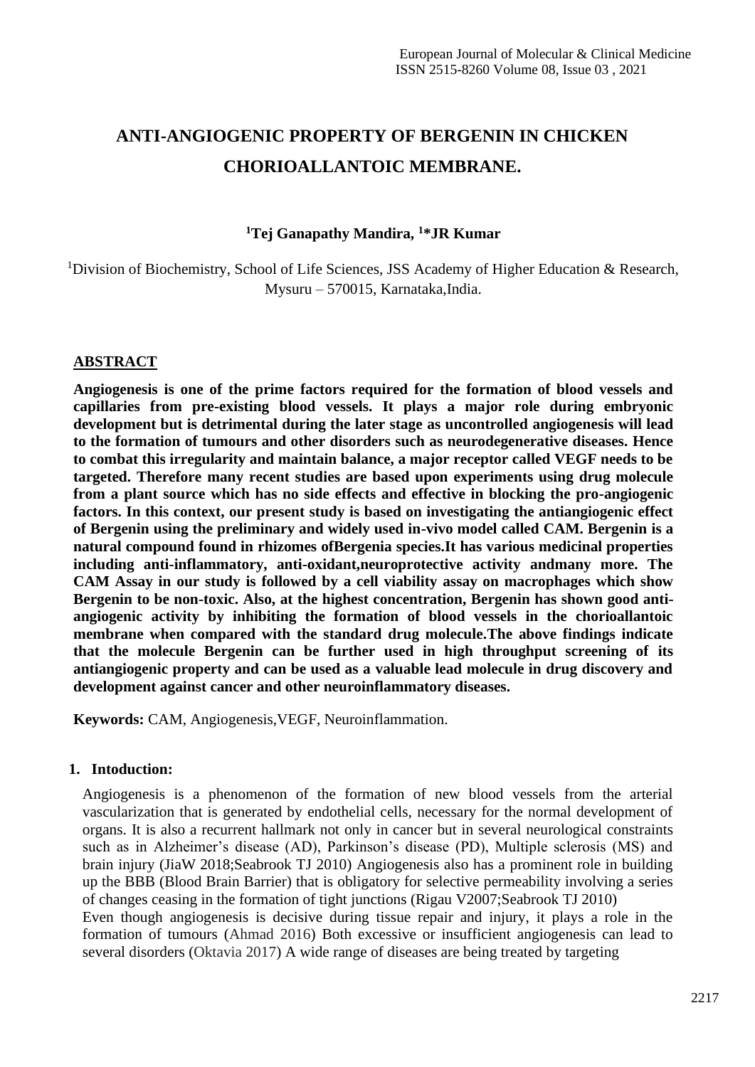# ANTI-ANGIOGENIC PROPERTY OF BERGENIN IN CHICKEN CHORIOALLANTOIC MEMBRANE.

**[1]Tej Ganapathy Mandira, [1]*JR Kumar**

[1]Division of Biochemistry, School of Life Sciences, JSS Academy of Higher Education & Research, Mysuru – 570015, Karnataka,India.

## ABSTRACT

**Angiogenesis is one of the prime factors required for the formation of blood vessels and capillaries from pre-existing blood vessels. It plays a major role during embryonic development but is detrimental during the later stage as uncontrolled angiogenesis will lead to the formation of tumours and other disorders such as neurodegenerative diseases. Hence to combat this irregularity and maintain balance, a major receptor called VEGF needs to be targeted. Therefore many recent studies are based upon experiments using drug molecule from a plant source which has no side effects and effective in blocking the pro-angiogenic factors. In this context, our present study is based on investigating the antiangiogenic effect of Bergenin using the preliminary and widely used in-vivo model called CAM. Bergenin is a natural compound found in rhizomes ofBergenia species.It has various medicinal properties including anti-inflammatory, anti-oxidant,neuroprotective activity andmany more. The CAM Assay in our study is followed by a cell viability assay on macrophages which show Bergenin to be non-toxic. Also, at the highest concentration, Bergenin has shown good anti-angiogenic activity by inhibiting the formation of blood vessels in the chorioallantoic membrane when compared with the standard drug molecule.The above findings indicate that the molecule Bergenin can be further used in high throughput screening of its antiangiogenic property and can be used as a valuable lead molecule in drug discovery and development against cancer and other neuroinflammatory diseases.**

**Keywords:** CAM, Angiogenesis,VEGF, Neuroinflammation.

## 1. Intoduction:

Angiogenesis is a phenomenon of the formation of new blood vessels from the arterial vascularization that is generated by endothelial cells, necessary for the normal development of organs. It is also a recurrent hallmark not only in cancer but in several neurological constraints such as in Alzheimer's disease (AD), Parkinson's disease (PD), Multiple sclerosis (MS) and brain injury (JiaW 2018;Seabrook TJ 2010) Angiogenesis also has a prominent role in building up the BBB (Blood Brain Barrier) that is obligatory for selective permeability involving a series of changes ceasing in the formation of tight junctions (Rigau V2007;Seabrook TJ 2010)

Even though angiogenesis is decisive during tissue repair and injury, it plays a role in the formation of tumours (Ahmad 2016) Both excessive or insufficient angiogenesis can lead to several disorders (Oktavia 2017) A wide range of diseases are being treated by targeting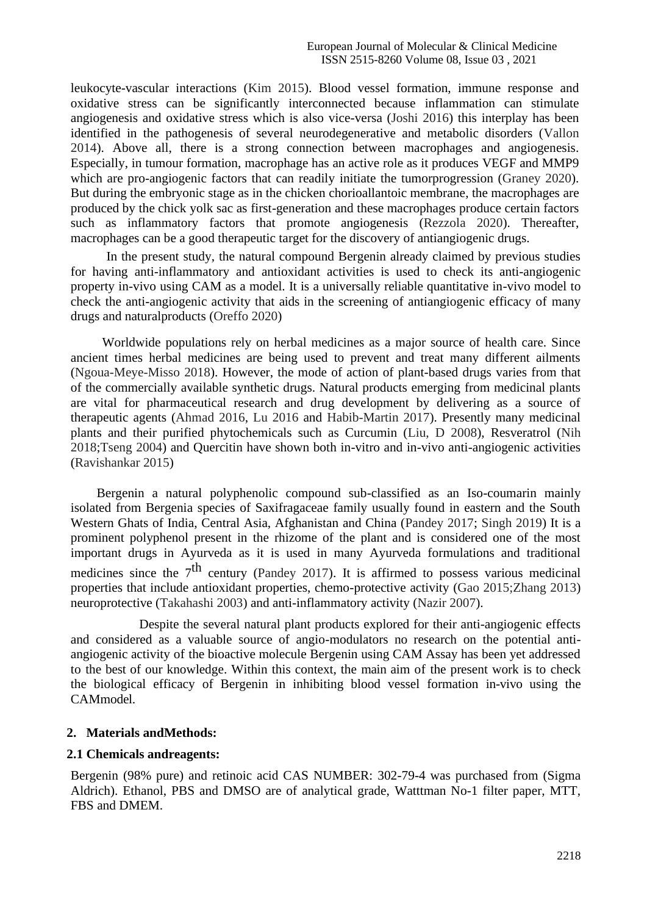leukocyte-vascular interactions (Kim 2015). Blood vessel formation, immune response and oxidative stress can be significantly interconnected because inflammation can stimulate angiogenesis and oxidative stress which is also vice-versa (Joshi 2016) this interplay has been identified in the pathogenesis of several neurodegenerative and metabolic disorders (Vallon 2014). Above all, there is a strong connection between macrophages and angiogenesis. Especially, in tumour formation, macrophage has an active role as it produces VEGF and MMP9 which are pro-angiogenic factors that can readily initiate the tumorprogression (Graney 2020). But during the embryonic stage as in the chicken chorioallantoic membrane, the macrophages are produced by the chick yolk sac as first-generation and these macrophages produce certain factors such as inflammatory factors that promote angiogenesis (Rezzola 2020). Thereafter, macrophages can be a good therapeutic target for the discovery of antiangiogenic drugs.

In the present study, the natural compound Bergenin already claimed by previous studies for having anti-inflammatory and antioxidant activities is used to check its anti-angiogenic property in-vivo using CAM as a model. It is a universally reliable quantitative in-vivo model to check the anti-angiogenic activity that aids in the screening of antiangiogenic efficacy of many drugs and naturalproducts (Oreffo 2020)

Worldwide populations rely on herbal medicines as a major source of health care. Since ancient times herbal medicines are being used to prevent and treat many different ailments (Ngoua-Meye-Misso 2018). However, the mode of action of plant-based drugs varies from that of the commercially available synthetic drugs. Natural products emerging from medicinal plants are vital for pharmaceutical research and drug development by delivering as a source of therapeutic agents (Ahmad 2016, Lu 2016 and Habib-Martin 2017). Presently many medicinal plants and their purified phytochemicals such as Curcumin (Liu, D 2008), Resveratrol (Nih 2018;Tseng 2004) and Quercitin have shown both in-vitro and in-vivo anti-angiogenic activities (Ravishankar 2015)

Bergenin a natural polyphenolic compound sub-classified as an Iso-coumarin mainly isolated from Bergenia species of Saxifragaceae family usually found in eastern and the South Western Ghats of India, Central Asia, Afghanistan and China (Pandey 2017; Singh 2019) It is a prominent polyphenol present in the rhizome of the plant and is considered one of the most important drugs in Ayurveda as it is used in many Ayurveda formulations and traditional medicines since the 7$^{th}$ century (Pandey 2017). It is affirmed to possess various medicinal properties that include antioxidant properties, chemo-protective activity (Gao 2015;Zhang 2013) neuroprotective (Takahashi 2003) and anti-inflammatory activity (Nazir 2007).

Despite the several natural plant products explored for their anti-angiogenic effects and considered as a valuable source of angio-modulators no research on the potential anti-angiogenic activity of the bioactive molecule Bergenin using CAM Assay has been yet addressed to the best of our knowledge. Within this context, the main aim of the present work is to check the biological efficacy of Bergenin in inhibiting blood vessel formation in-vivo using the CAMmodel.

## 2. Materials andMethods:

### 2.1 Chemicals andreagents:

Bergenin (98% pure) and retinoic acid CAS NUMBER: 302-79-4 was purchased from (Sigma Aldrich). Ethanol, PBS and DMSO are of analytical grade, Watttman No-1 filter paper, MTT, FBS and DMEM.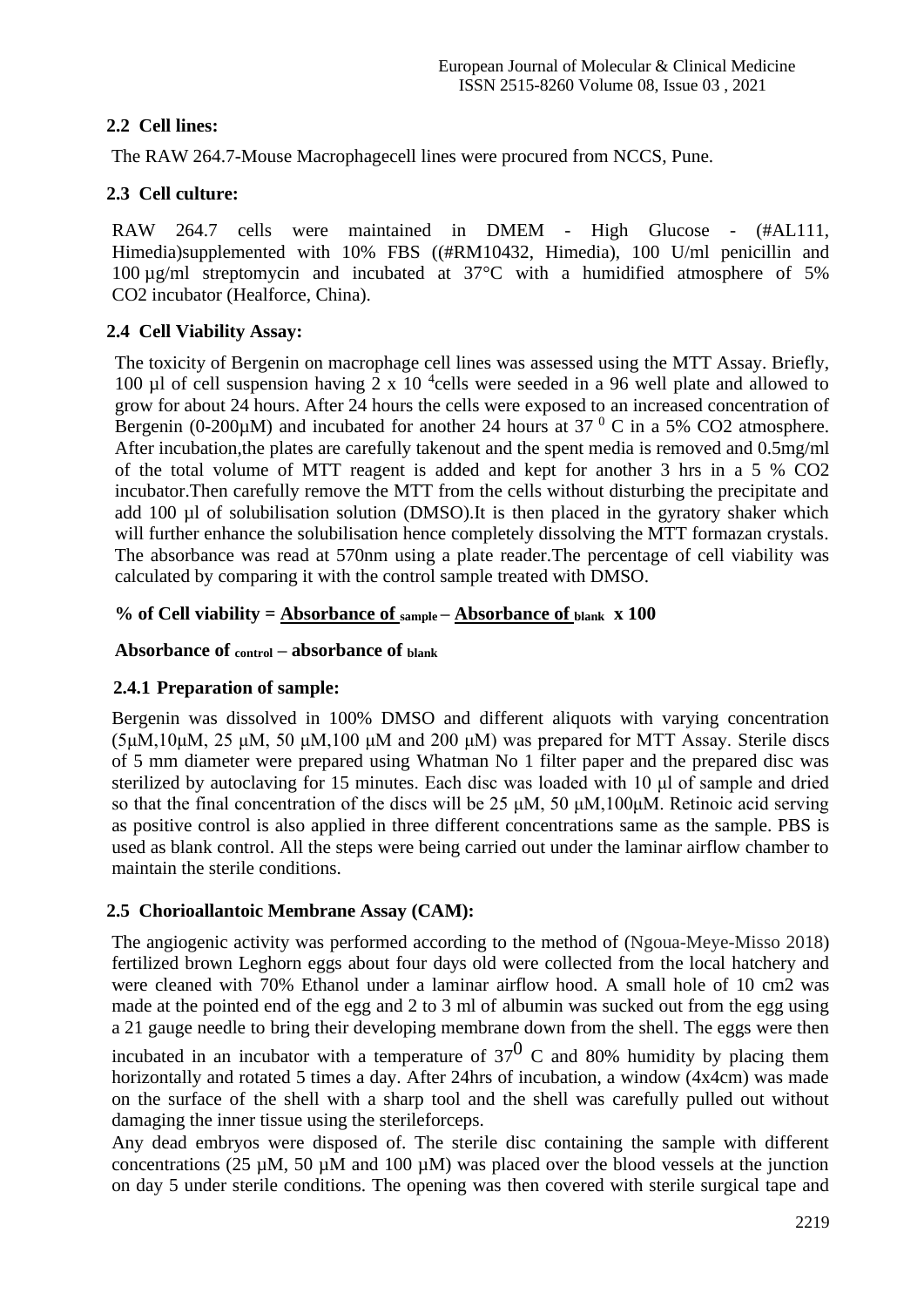## 2.2 Cell lines:

The RAW 264.7-Mouse Macrophagecell lines were procured from NCCS, Pune.

## 2.3 Cell culture:

RAW 264.7 cells were maintained in DMEM - High Glucose - (#AL111, Himedia)supplemented with 10% FBS ((#RM10432, Himedia), 100 U/ml penicillin and 100 µg/ml streptomycin and incubated at 37°C with a humidified atmosphere of 5% CO2 incubator (Healforce, China).

## 2.4 Cell Viability Assay:

The toxicity of Bergenin on macrophage cell lines was assessed using the MTT Assay. Briefly, 100 µl of cell suspension having $2 \times 10^4$cells were seeded in a 96 well plate and allowed to grow for about 24 hours. After 24 hours the cells were exposed to an increased concentration of Bergenin (0-200µM) and incubated for another 24 hours at $37^0$ C in a 5% CO2 atmosphere. After incubation,the plates are carefully takenout and the spent media is removed and 0.5mg/ml of the total volume of MTT reagent is added and kept for another 3 hrs in a 5 % CO2 incubator.Then carefully remove the MTT from the cells without disturbing the precipitate and add 100 µl of solubilisation solution (DMSO).It is then placed in the gyratory shaker which will further enhance the solubilisation hence completely dissolving the MTT formazan crystals. The absorbance was read at 570nm using a plate reader.The percentage of cell viability was calculated by comparing it with the control sample treated with DMSO.

$$\text{\% of Cell viability} = \frac{\text{Absorbance of}_{\text{sample}} - \text{Absorbance of}_{\text{blank}}}{\text{Absorbance of}_{\text{control}} - \text{absorbance of}_{\text{blank}}} \times 100$$

### 2.4.1 Preparation of sample:

Bergenin was dissolved in 100% DMSO and different aliquots with varying concentration (5µM,10µM, 25 µM, 50 µM,100 µM and 200 µM) was prepared for MTT Assay. Sterile discs of 5 mm diameter were prepared using Whatman No 1 filter paper and the prepared disc was sterilized by autoclaving for 15 minutes. Each disc was loaded with 10 µl of sample and dried so that the final concentration of the discs will be 25 µM, 50 µM,100µM. Retinoic acid serving as positive control is also applied in three different concentrations same as the sample. PBS is used as blank control. All the steps were being carried out under the laminar airflow chamber to maintain the sterile conditions.

## 2.5 Chorioallantoic Membrane Assay (CAM):

The angiogenic activity was performed according to the method of (Ngoua-Meye-Misso 2018) fertilized brown Leghorn eggs about four days old were collected from the local hatchery and were cleaned with 70% Ethanol under a laminar airflow hood. A small hole of 10 cm2 was made at the pointed end of the egg and 2 to 3 ml of albumin was sucked out from the egg using a 21 gauge needle to bring their developing membrane down from the shell. The eggs were then incubated in an incubator with a temperature of $37^0$ C and 80% humidity by placing them horizontally and rotated 5 times a day. After 24hrs of incubation, a window (4x4cm) was made on the surface of the shell with a sharp tool and the shell was carefully pulled out without damaging the inner tissue using the sterileforceps.

Any dead embryos were disposed of. The sterile disc containing the sample with different concentrations (25 µM, 50 µM and 100 µM) was placed over the blood vessels at the junction on day 5 under sterile conditions. The opening was then covered with sterile surgical tape and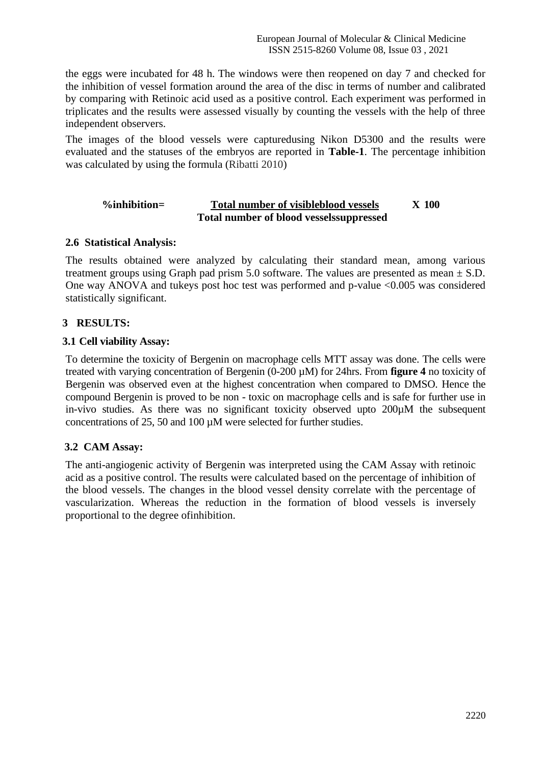the eggs were incubated for 48 h. The windows were then reopened on day 7 and checked for the inhibition of vessel formation around the area of the disc in terms of number and calibrated by comparing with Retinoic acid used as a positive control. Each experiment was performed in triplicates and the results were assessed visually by counting the vessels with the help of three independent observers.

The images of the blood vessels were capturedusing Nikon D5300 and the results were evaluated and the statuses of the embryos are reported in **Table-1**. The percentage inhibition was calculated by using the formula (Ribatti 2010)

$$\%\text{inhibition} = \frac{\text{Total number of visibleblood vessels}}{\text{Total number of blood vesselssuppressed}} \times 100$$

### 2.6 Statistical Analysis:

The results obtained were analyzed by calculating their standard mean, among various treatment groups using Graph pad prism 5.0 software. The values are presented as mean ± S.D. One way ANOVA and tukeys post hoc test was performed and p-value <0.005 was considered statistically significant.

## 3 RESULTS:

### 3.1 Cell viability Assay:

To determine the toxicity of Bergenin on macrophage cells MTT assay was done. The cells were treated with varying concentration of Bergenin (0-200 µM) for 24hrs. From **figure 4** no toxicity of Bergenin was observed even at the highest concentration when compared to DMSO. Hence the compound Bergenin is proved to be non - toxic on macrophage cells and is safe for further use in in-vivo studies. As there was no significant toxicity observed upto 200µM the subsequent concentrations of 25, 50 and 100 µM were selected for further studies.

### 3.2 CAM Assay:

The anti-angiogenic activity of Bergenin was interpreted using the CAM Assay with retinoic acid as a positive control. The results were calculated based on the percentage of inhibition of the blood vessels. The changes in the blood vessel density correlate with the percentage of vascularization. Whereas the reduction in the formation of blood vessels is inversely proportional to the degree ofinhibition.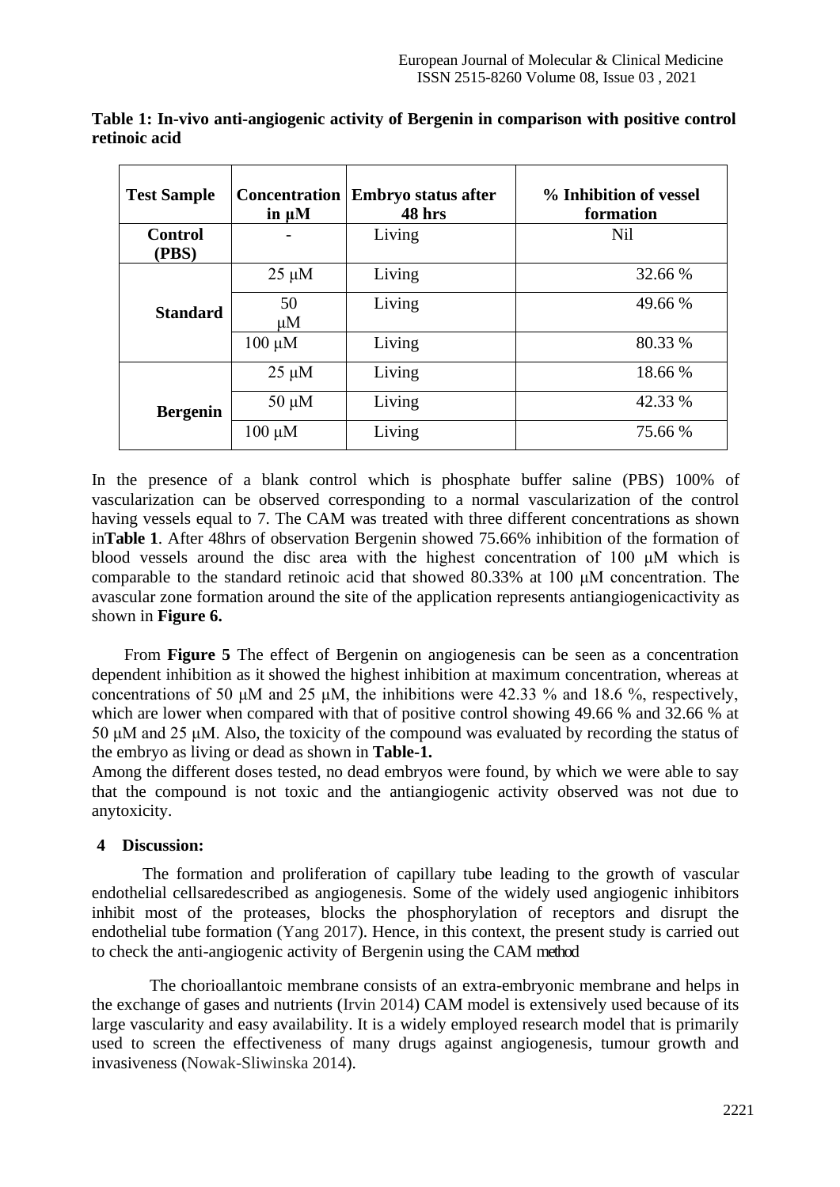**Table 1: In-vivo anti-angiogenic activity of Bergenin in comparison with positive control retinoic acid**

| Test Sample | Concentration in μM | Embryo status after 48 hrs | % Inhibition of vessel formation |
|---|---|---|---|
| Control (PBS) | - | Living | Nil |
| Standard | 25 μM | Living | 32.66 % |
| | 50 μM | Living | 49.66 % |
| | 100 μM | Living | 80.33 % |
| Bergenin | 25 μM | Living | 18.66 % |
| | 50 μM | Living | 42.33 % |
| | 100 μM | Living | 75.66 % |

In the presence of a blank control which is phosphate buffer saline (PBS) 100% of vascularization can be observed corresponding to a normal vascularization of the control having vessels equal to 7. The CAM was treated with three different concentrations as shown in**Table 1**. After 48hrs of observation Bergenin showed 75.66% inhibition of the formation of blood vessels around the disc area with the highest concentration of 100 μM which is comparable to the standard retinoic acid that showed 80.33% at 100 μM concentration. The avascular zone formation around the site of the application represents antiangiogenicactivity as shown in **Figure 6.**

From **Figure 5** The effect of Bergenin on angiogenesis can be seen as a concentration dependent inhibition as it showed the highest inhibition at maximum concentration, whereas at concentrations of 50 μM and 25 μM, the inhibitions were 42.33 % and 18.6 %, respectively, which are lower when compared with that of positive control showing 49.66 % and 32.66 % at 50 μM and 25 μM. Also, the toxicity of the compound was evaluated by recording the status of the embryo as living or dead as shown in **Table-1.**

Among the different doses tested, no dead embryos were found, by which we were able to say that the compound is not toxic and the antiangiogenic activity observed was not due to anytoxicity.

## 4 Discussion:

The formation and proliferation of capillary tube leading to the growth of vascular endothelial cellsaredescribed as angiogenesis. Some of the widely used angiogenic inhibitors inhibit most of the proteases, blocks the phosphorylation of receptors and disrupt the endothelial tube formation (Yang 2017). Hence, in this context, the present study is carried out to check the anti-angiogenic activity of Bergenin using the CAM method

The chorioallantoic membrane consists of an extra-embryonic membrane and helps in the exchange of gases and nutrients (Irvin 2014) CAM model is extensively used because of its large vascularity and easy availability. It is a widely employed research model that is primarily used to screen the effectiveness of many drugs against angiogenesis, tumour growth and invasiveness (Nowak-Sliwinska 2014).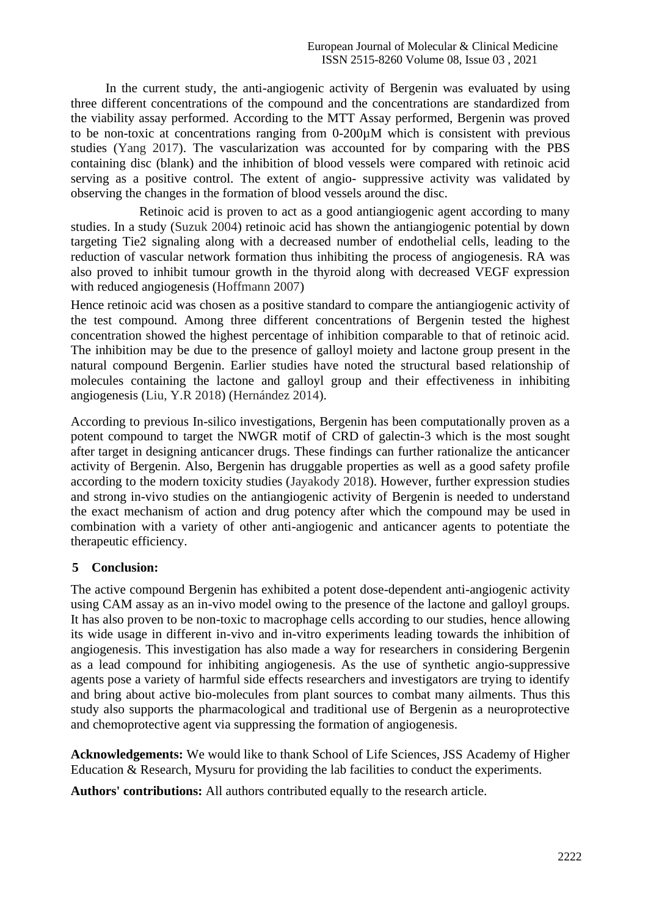In the current study, the anti-angiogenic activity of Bergenin was evaluated by using three different concentrations of the compound and the concentrations are standardized from the viability assay performed. According to the MTT Assay performed, Bergenin was proved to be non-toxic at concentrations ranging from 0-200µM which is consistent with previous studies (Yang 2017). The vascularization was accounted for by comparing with the PBS containing disc (blank) and the inhibition of blood vessels were compared with retinoic acid serving as a positive control. The extent of angio- suppressive activity was validated by observing the changes in the formation of blood vessels around the disc.

Retinoic acid is proven to act as a good antiangiogenic agent according to many studies. In a study (Suzuk 2004) retinoic acid has shown the antiangiogenic potential by down targeting Tie2 signaling along with a decreased number of endothelial cells, leading to the reduction of vascular network formation thus inhibiting the process of angiogenesis. RA was also proved to inhibit tumour growth in the thyroid along with decreased VEGF expression with reduced angiogenesis (Hoffmann 2007)

Hence retinoic acid was chosen as a positive standard to compare the antiangiogenic activity of the test compound. Among three different concentrations of Bergenin tested the highest concentration showed the highest percentage of inhibition comparable to that of retinoic acid. The inhibition may be due to the presence of galloyl moiety and lactone group present in the natural compound Bergenin. Earlier studies have noted the structural based relationship of molecules containing the lactone and galloyl group and their effectiveness in inhibiting angiogenesis (Liu, Y.R 2018) (Hernández 2014).

According to previous In-silico investigations, Bergenin has been computationally proven as a potent compound to target the NWGR motif of CRD of galectin-3 which is the most sought after target in designing anticancer drugs. These findings can further rationalize the anticancer activity of Bergenin. Also, Bergenin has druggable properties as well as a good safety profile according to the modern toxicity studies (Jayakody 2018). However, further expression studies and strong in-vivo studies on the antiangiogenic activity of Bergenin is needed to understand the exact mechanism of action and drug potency after which the compound may be used in combination with a variety of other anti-angiogenic and anticancer agents to potentiate the therapeutic efficiency.

## 5 Conclusion:

The active compound Bergenin has exhibited a potent dose-dependent anti-angiogenic activity using CAM assay as an in-vivo model owing to the presence of the lactone and galloyl groups. It has also proven to be non-toxic to macrophage cells according to our studies, hence allowing its wide usage in different in-vivo and in-vitro experiments leading towards the inhibition of angiogenesis. This investigation has also made a way for researchers in considering Bergenin as a lead compound for inhibiting angiogenesis. As the use of synthetic angio-suppressive agents pose a variety of harmful side effects researchers and investigators are trying to identify and bring about active bio-molecules from plant sources to combat many ailments. Thus this study also supports the pharmacological and traditional use of Bergenin as a neuroprotective and chemoprotective agent via suppressing the formation of angiogenesis.

**Acknowledgements:** We would like to thank School of Life Sciences, JSS Academy of Higher Education & Research, Mysuru for providing the lab facilities to conduct the experiments.

**Authors' contributions:** All authors contributed equally to the research article.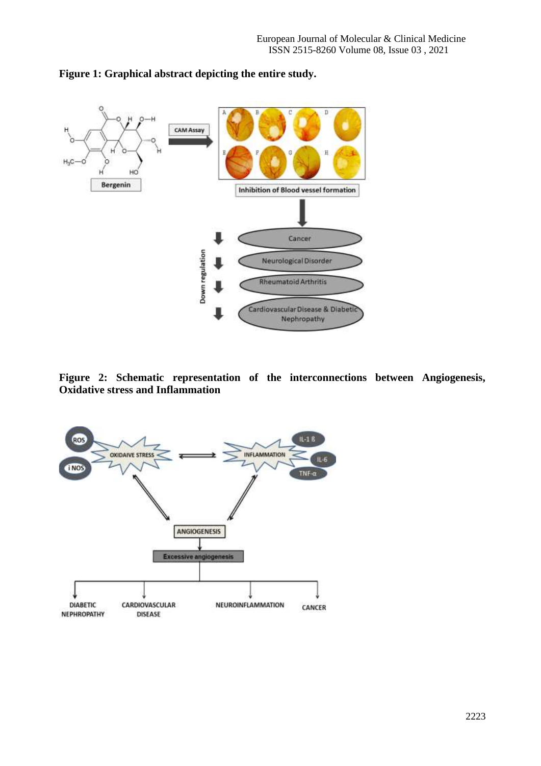**Figure 1: Graphical abstract depicting the entire study.**

**Figure 2: Schematic representation of the interconnections between Angiogenesis, Oxidative stress and Inflammation**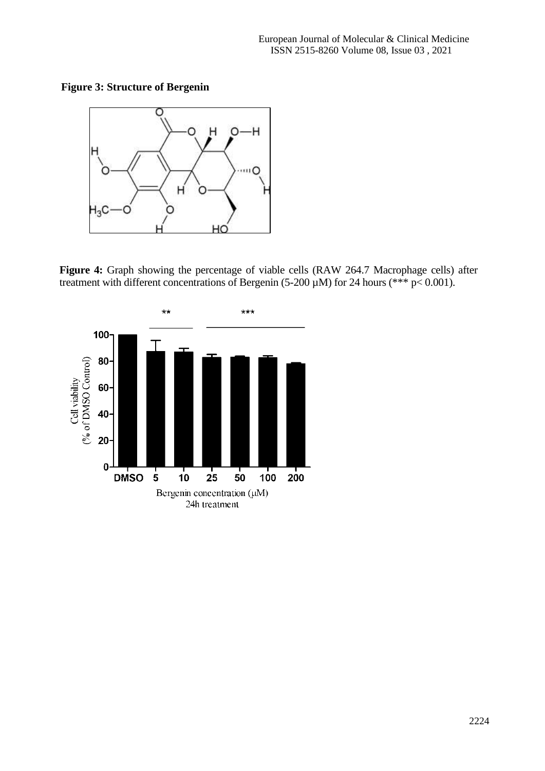**Figure 3: Structure of Bergenin**

**Figure 4:** Graph showing the percentage of viable cells (RAW 264.7 Macrophage cells) after treatment with different concentrations of Bergenin (5-200 µM) for 24 hours (*** p< 0.001).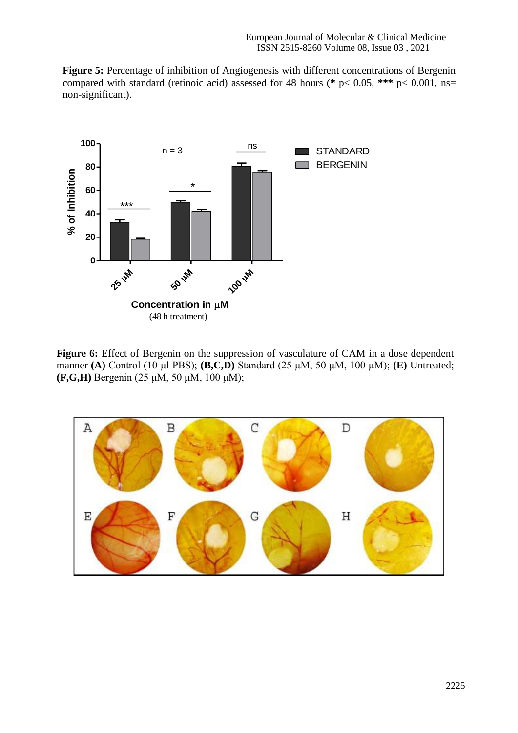**Figure 5:** Percentage of inhibition of Angiogenesis with different concentrations of Bergenin compared with standard (retinoic acid) assessed for 48 hours (* $p < 0.05$, *** $p < 0.001$, ns= non-significant).

**Figure 6:** Effect of Bergenin on the suppression of vasculature of CAM in a dose dependent manner **(A)** Control (10 µl PBS); **(B,C,D)** Standard (25 µM, 50 µM, 100 µM); **(E)** Untreated; **(F,G,H)** Bergenin (25 µM, 50 µM, 100 µM);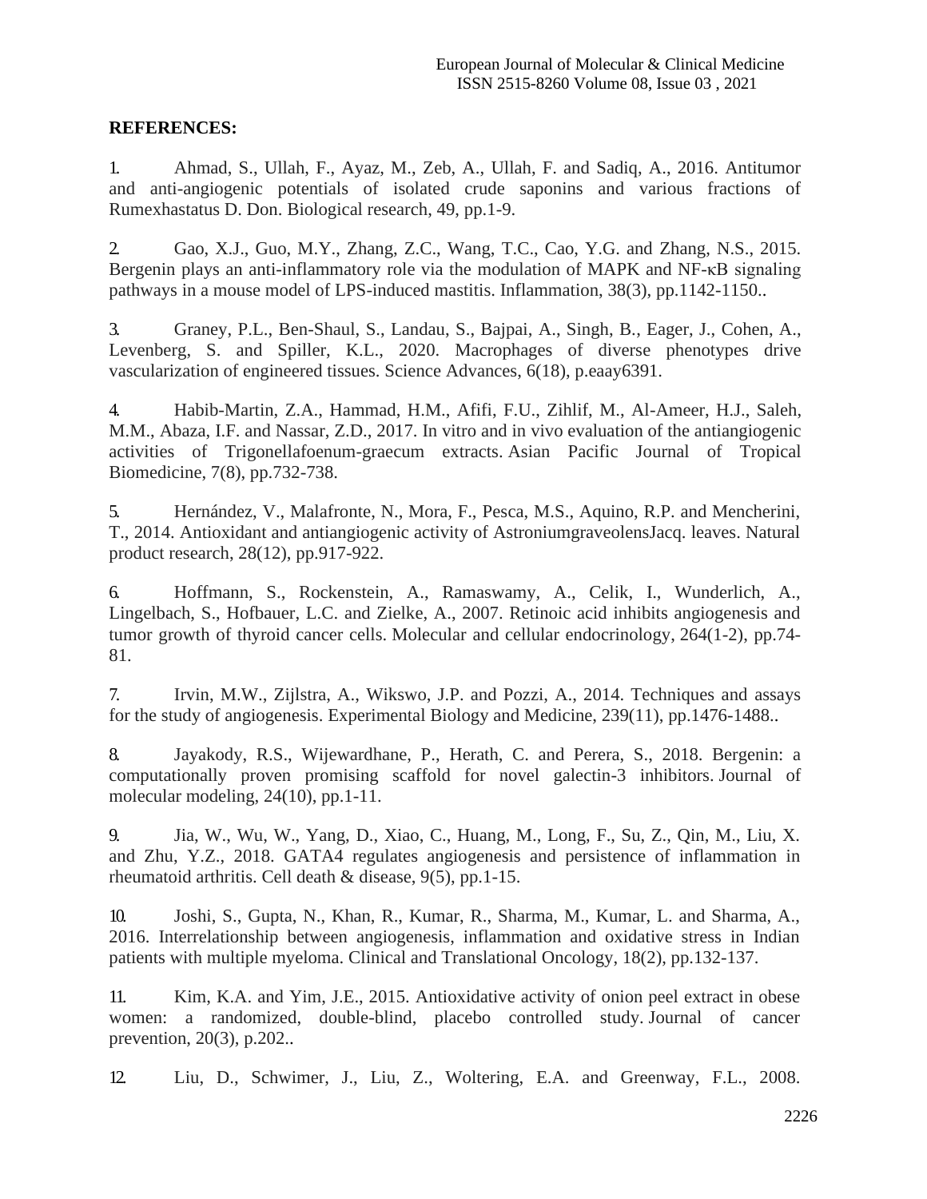**REFERENCES:**

1. Ahmad, S., Ullah, F., Ayaz, M., Zeb, A., Ullah, F. and Sadiq, A., 2016. Antitumor and anti-angiogenic potentials of isolated crude saponins and various fractions of Rumexhastatus D. Don. Biological research, 49, pp.1-9.

2. Gao, X.J., Guo, M.Y., Zhang, Z.C., Wang, T.C., Cao, Y.G. and Zhang, N.S., 2015. Bergenin plays an anti-inflammatory role via the modulation of MAPK and NF-κB signaling pathways in a mouse model of LPS-induced mastitis. Inflammation, 38(3), pp.1142-1150..

3. Graney, P.L., Ben-Shaul, S., Landau, S., Bajpai, A., Singh, B., Eager, J., Cohen, A., Levenberg, S. and Spiller, K.L., 2020. Macrophages of diverse phenotypes drive vascularization of engineered tissues. Science Advances, 6(18), p.eaay6391.

4. Habib-Martin, Z.A., Hammad, H.M., Afifi, F.U., Zihlif, M., Al-Ameer, H.J., Saleh, M.M., Abaza, I.F. and Nassar, Z.D., 2017. In vitro and in vivo evaluation of the antiangiogenic activities of Trigonellafoenum-graecum extracts. Asian Pacific Journal of Tropical Biomedicine, 7(8), pp.732-738.

5. Hernández, V., Malafronte, N., Mora, F., Pesca, M.S., Aquino, R.P. and Mencherini, T., 2014. Antioxidant and antiangiogenic activity of AstroniumgraveolensJacq. leaves. Natural product research, 28(12), pp.917-922.

6. Hoffmann, S., Rockenstein, A., Ramaswamy, A., Celik, I., Wunderlich, A., Lingelbach, S., Hofbauer, L.C. and Zielke, A., 2007. Retinoic acid inhibits angiogenesis and tumor growth of thyroid cancer cells. Molecular and cellular endocrinology, 264(1-2), pp.74-81.

7. Irvin, M.W., Zijlstra, A., Wikswo, J.P. and Pozzi, A., 2014. Techniques and assays for the study of angiogenesis. Experimental Biology and Medicine, 239(11), pp.1476-1488..

8. Jayakody, R.S., Wijewardhane, P., Herath, C. and Perera, S., 2018. Bergenin: a computationally proven promising scaffold for novel galectin-3 inhibitors. Journal of molecular modeling, 24(10), pp.1-11.

9. Jia, W., Wu, W., Yang, D., Xiao, C., Huang, M., Long, F., Su, Z., Qin, M., Liu, X. and Zhu, Y.Z., 2018. GATA4 regulates angiogenesis and persistence of inflammation in rheumatoid arthritis. Cell death & disease, 9(5), pp.1-15.

10. Joshi, S., Gupta, N., Khan, R., Kumar, R., Sharma, M., Kumar, L. and Sharma, A., 2016. Interrelationship between angiogenesis, inflammation and oxidative stress in Indian patients with multiple myeloma. Clinical and Translational Oncology, 18(2), pp.132-137.

11. Kim, K.A. and Yim, J.E., 2015. Antioxidative activity of onion peel extract in obese women: a randomized, double-blind, placebo controlled study. Journal of cancer prevention, 20(3), p.202..

12. Liu, D., Schwimer, J., Liu, Z., Woltering, E.A. and Greenway, F.L., 2008.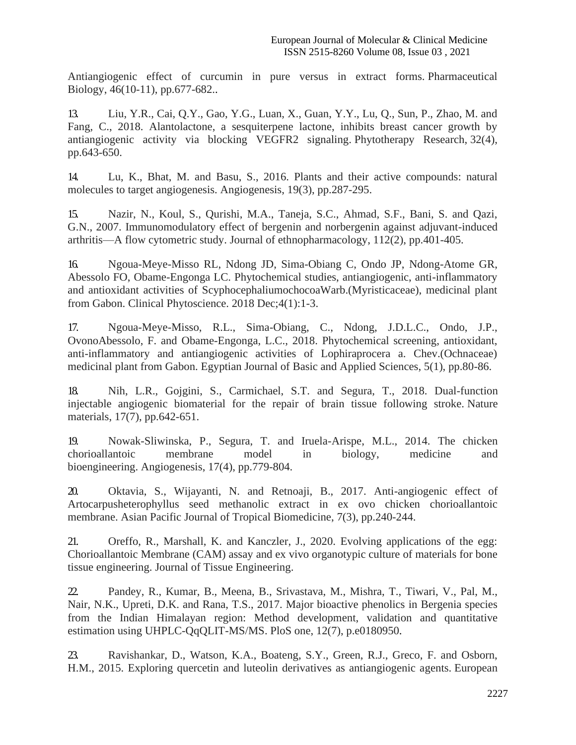Antiangiogenic effect of curcumin in pure versus in extract forms. Pharmaceutical Biology, 46(10-11), pp.677-682..

13. Liu, Y.R., Cai, Q.Y., Gao, Y.G., Luan, X., Guan, Y.Y., Lu, Q., Sun, P., Zhao, M. and Fang, C., 2018. Alantolactone, a sesquiterpene lactone, inhibits breast cancer growth by antiangiogenic activity via blocking VEGFR2 signaling. Phytotherapy Research, 32(4), pp.643-650.

14. Lu, K., Bhat, M. and Basu, S., 2016. Plants and their active compounds: natural molecules to target angiogenesis. Angiogenesis, 19(3), pp.287-295.

15. Nazir, N., Koul, S., Qurishi, M.A., Taneja, S.C., Ahmad, S.F., Bani, S. and Qazi, G.N., 2007. Immunomodulatory effect of bergenin and norbergenin against adjuvant-induced arthritis—A flow cytometric study. Journal of ethnopharmacology, 112(2), pp.401-405.

16. Ngoua-Meye-Misso RL, Ndong JD, Sima-Obiang C, Ondo JP, Ndong-Atome GR, Abessolo FO, Obame-Engonga LC. Phytochemical studies, antiangiogenic, anti-inflammatory and antioxidant activities of ScyphocephaliumochocoaWarb.(Myristicaceae), medicinal plant from Gabon. Clinical Phytoscience. 2018 Dec;4(1):1-3.

17. Ngoua-Meye-Misso, R.L., Sima-Obiang, C., Ndong, J.D.L.C., Ondo, J.P., OvonoAbessolo, F. and Obame-Engonga, L.C., 2018. Phytochemical screening, antioxidant, anti-inflammatory and antiangiogenic activities of Lophiraprocera a. Chev.(Ochnaceae) medicinal plant from Gabon. Egyptian Journal of Basic and Applied Sciences, 5(1), pp.80-86.

18. Nih, L.R., Gojgini, S., Carmichael, S.T. and Segura, T., 2018. Dual-function injectable angiogenic biomaterial for the repair of brain tissue following stroke. Nature materials, 17(7), pp.642-651.

19. Nowak-Sliwinska, P., Segura, T. and Iruela-Arispe, M.L., 2014. The chicken chorioallantoic membrane model in biology, medicine and bioengineering. Angiogenesis, 17(4), pp.779-804.

20. Oktavia, S., Wijayanti, N. and Retnoaji, B., 2017. Anti-angiogenic effect of Artocarpusheterophyllus seed methanolic extract in ex ovo chicken chorioallantoic membrane. Asian Pacific Journal of Tropical Biomedicine, 7(3), pp.240-244.

21. Oreffo, R., Marshall, K. and Kanczler, J., 2020. Evolving applications of the egg: Chorioallantoic Membrane (CAM) assay and ex vivo organotypic culture of materials for bone tissue engineering. Journal of Tissue Engineering.

22. Pandey, R., Kumar, B., Meena, B., Srivastava, M., Mishra, T., Tiwari, V., Pal, M., Nair, N.K., Upreti, D.K. and Rana, T.S., 2017. Major bioactive phenolics in Bergenia species from the Indian Himalayan region: Method development, validation and quantitative estimation using UHPLC-QqQLIT-MS/MS. PloS one, 12(7), p.e0180950.

23. Ravishankar, D., Watson, K.A., Boateng, S.Y., Green, R.J., Greco, F. and Osborn, H.M., 2015. Exploring quercetin and luteolin derivatives as antiangiogenic agents. European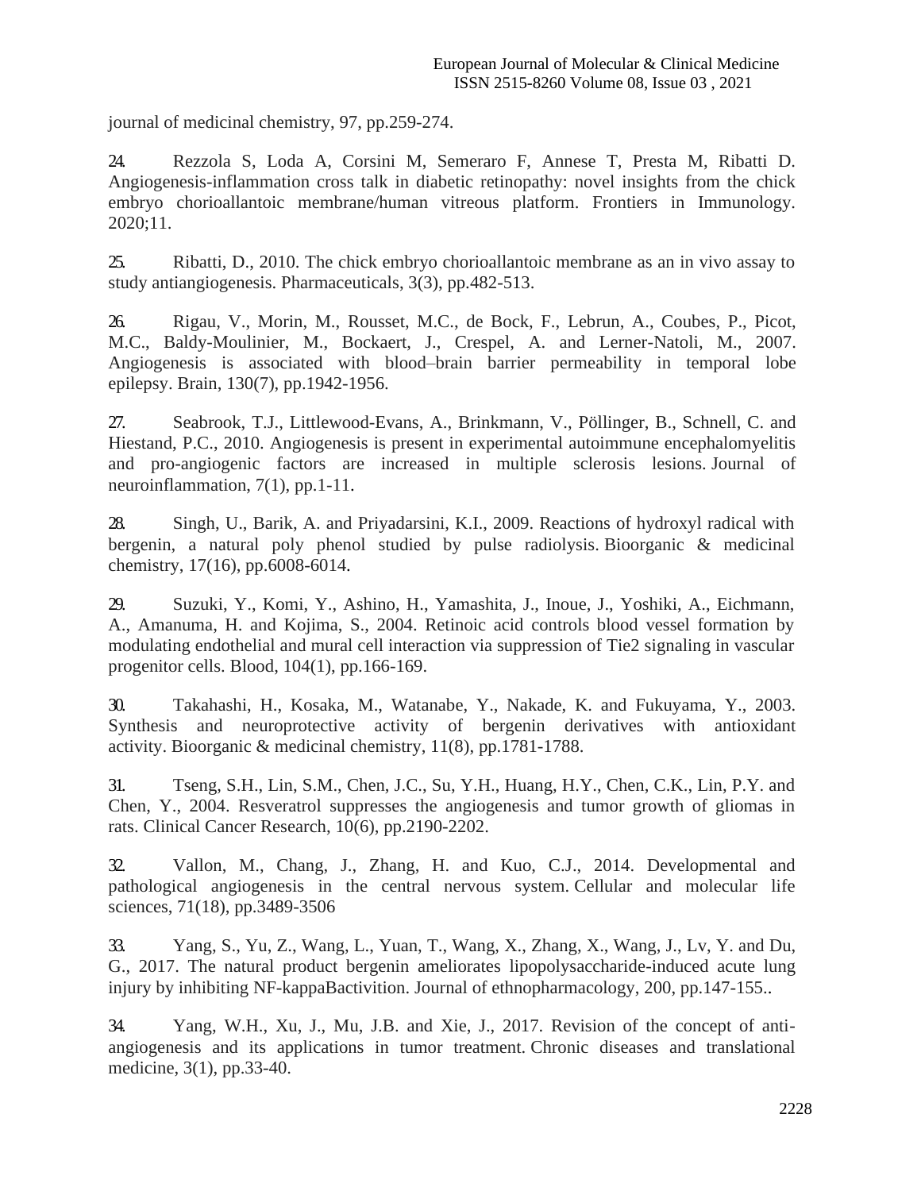journal of medicinal chemistry, 97, pp.259-274.

24. Rezzola S, Loda A, Corsini M, Semeraro F, Annese T, Presta M, Ribatti D. Angiogenesis-inflammation cross talk in diabetic retinopathy: novel insights from the chick embryo chorioallantoic membrane/human vitreous platform. Frontiers in Immunology. 2020;11.

25. Ribatti, D., 2010. The chick embryo chorioallantoic membrane as an in vivo assay to study antiangiogenesis. Pharmaceuticals, 3(3), pp.482-513.

26. Rigau, V., Morin, M., Rousset, M.C., de Bock, F., Lebrun, A., Coubes, P., Picot, M.C., Baldy-Moulinier, M., Bockaert, J., Crespel, A. and Lerner-Natoli, M., 2007. Angiogenesis is associated with blood–brain barrier permeability in temporal lobe epilepsy. Brain, 130(7), pp.1942-1956.

27. Seabrook, T.J., Littlewood-Evans, A., Brinkmann, V., Pöllinger, B., Schnell, C. and Hiestand, P.C., 2010. Angiogenesis is present in experimental autoimmune encephalomyelitis and pro-angiogenic factors are increased in multiple sclerosis lesions. Journal of neuroinflammation, 7(1), pp.1-11.

28. Singh, U., Barik, A. and Priyadarsini, K.I., 2009. Reactions of hydroxyl radical with bergenin, a natural poly phenol studied by pulse radiolysis. Bioorganic & medicinal chemistry, 17(16), pp.6008-6014.

29. Suzuki, Y., Komi, Y., Ashino, H., Yamashita, J., Inoue, J., Yoshiki, A., Eichmann, A., Amanuma, H. and Kojima, S., 2004. Retinoic acid controls blood vessel formation by modulating endothelial and mural cell interaction via suppression of Tie2 signaling in vascular progenitor cells. Blood, 104(1), pp.166-169.

30. Takahashi, H., Kosaka, M., Watanabe, Y., Nakade, K. and Fukuyama, Y., 2003. Synthesis and neuroprotective activity of bergenin derivatives with antioxidant activity. Bioorganic & medicinal chemistry, 11(8), pp.1781-1788.

31. Tseng, S.H., Lin, S.M., Chen, J.C., Su, Y.H., Huang, H.Y., Chen, C.K., Lin, P.Y. and Chen, Y., 2004. Resveratrol suppresses the angiogenesis and tumor growth of gliomas in rats. Clinical Cancer Research, 10(6), pp.2190-2202.

32. Vallon, M., Chang, J., Zhang, H. and Kuo, C.J., 2014. Developmental and pathological angiogenesis in the central nervous system. Cellular and molecular life sciences, 71(18), pp.3489-3506

33. Yang, S., Yu, Z., Wang, L., Yuan, T., Wang, X., Zhang, X., Wang, J., Lv, Y. and Du, G., 2017. The natural product bergenin ameliorates lipopolysaccharide-induced acute lung injury by inhibiting NF-kappaBactivition. Journal of ethnopharmacology, 200, pp.147-155..

34. Yang, W.H., Xu, J., Mu, J.B. and Xie, J., 2017. Revision of the concept of anti-angiogenesis and its applications in tumor treatment. Chronic diseases and translational medicine, 3(1), pp.33-40.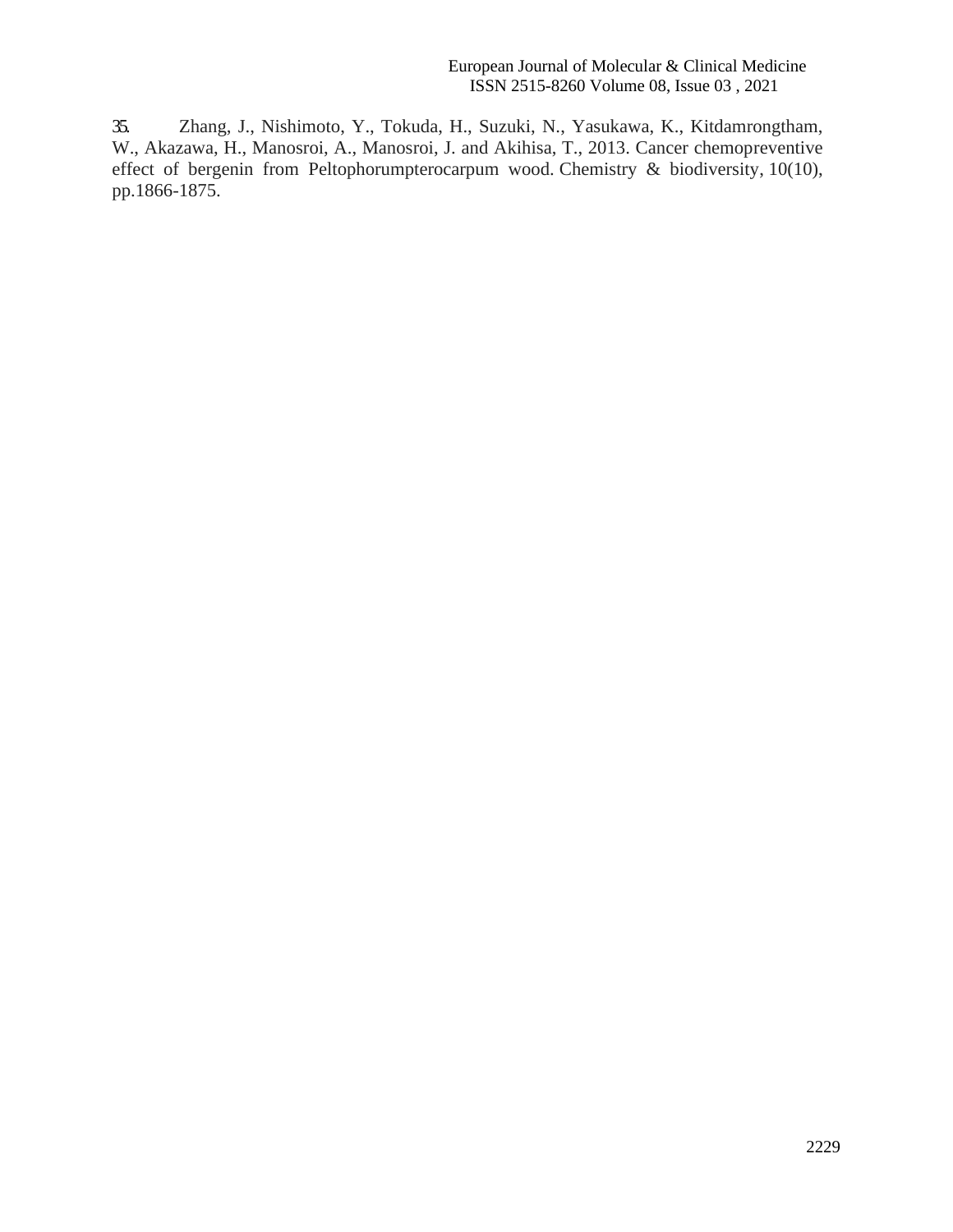35. Zhang, J., Nishimoto, Y., Tokuda, H., Suzuki, N., Yasukawa, K., Kitdamrongtham, W., Akazawa, H., Manosroi, A., Manosroi, J. and Akihisa, T., 2013. Cancer chemopreventive effect of bergenin from Peltophorumpterocarpum wood. Chemistry & biodiversity, 10(10), pp.1866-1875.